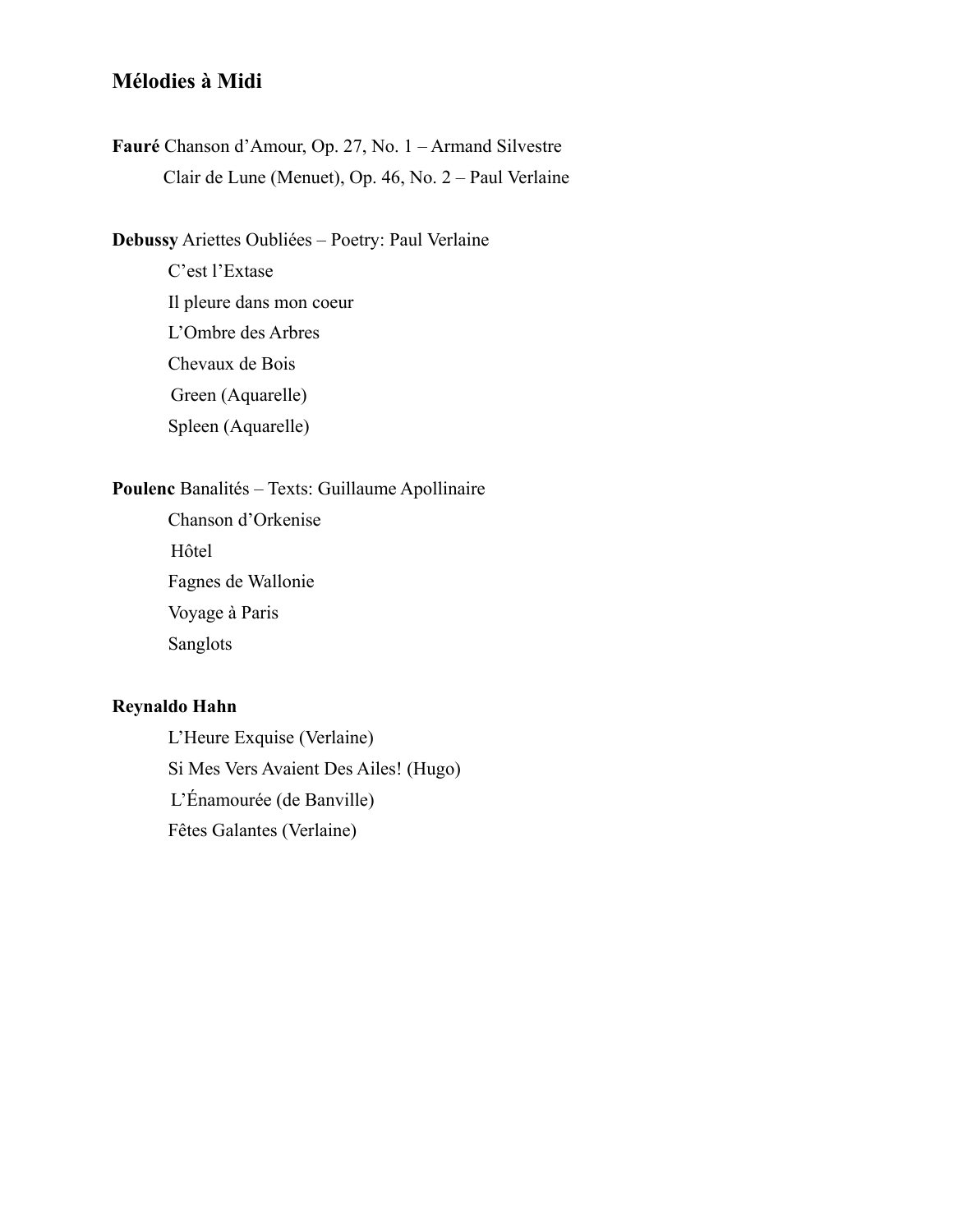## Mélodies à Midi

**Fauré** Chanson d'Amour, Op. 27, No. 1 – Armand Silvestre
Clair de Lune (Menuet), Op. 46, No. 2 – Paul Verlaine

**Debussy** Ariettes Oubliées – Poetry: Paul Verlaine
C'est l'Extase
Il pleure dans mon coeur
L'Ombre des Arbres
Chevaux de Bois
Green (Aquarelle)
Spleen (Aquarelle)

**Poulenc** Banalités – Texts: Guillaume Apollinaire
Chanson d'Orkenise
Hôtel
Fagnes de Wallonie
Voyage à Paris
Sanglots

**Reynaldo Hahn**
L'Heure Exquise (Verlaine)
Si Mes Vers Avaient Des Ailes! (Hugo)
L'Énamourée (de Banville)
Fêtes Galantes (Verlaine)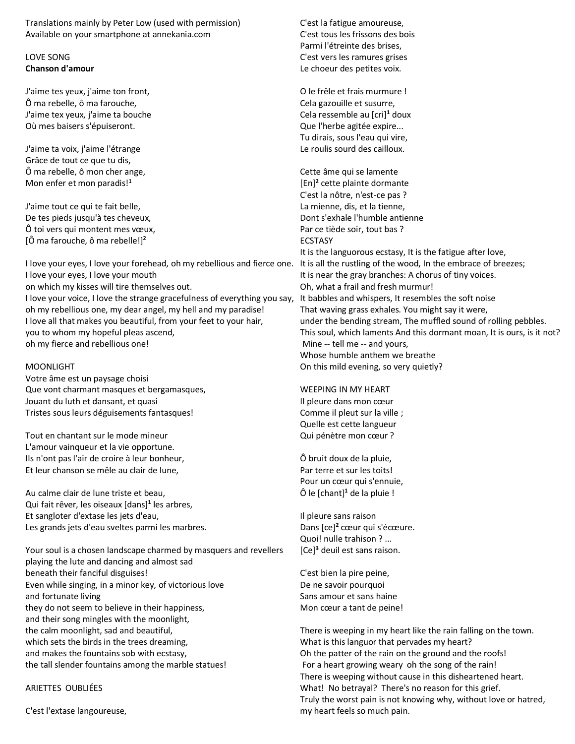Translations mainly by Peter Low (used with permission)
Available on your smartphone at annekania.com

LOVE SONG
**Chanson d'amour**

J'aime tes yeux, j'aime ton front,
Ô ma rebelle, ô ma farouche,
J'aime tex yeux, j'aime ta bouche
Où mes baisers s'épuiseront.

J'aime ta voix, j'aime l'étrange
Grâce de tout ce que tu dis,
Ô ma rebelle, ô mon cher ange,
Mon enfer et mon paradis![1]

J'aime tout ce qui te fait belle,
De tes pieds jusqu'à tes cheveux,
Ô toi vers qui montent mes vœux,
[Ô ma farouche, ô ma rebelle!][2]

I love your eyes, I love your forehead, oh my rebellious and fierce one.
I love your eyes, I love your mouth
on which my kisses will tire themselves out.
I love your voice, I love the strange gracefulness of everything you say,
oh my rebellious one, my dear angel, my hell and my paradise!
I love all that makes you beautiful, from your feet to your hair,
you to whom my hopeful pleas ascend,
oh my fierce and rebellious one!

MOONLIGHT
Votre âme est un paysage choisi
Que vont charmant masques et bergamasques,
Jouant du luth et dansant, et quasi
Tristes sous leurs déguisements fantasques!

Tout en chantant sur le mode mineur
L'amour vainqueur et la vie opportune.
Ils n'ont pas l'air de croire à leur bonheur,
Et leur chanson se mêle au clair de lune,

Au calme clair de lune triste et beau,
Qui fait rêver, les oiseaux [dans][1] les arbres,
Et sangloter d'extase les jets d'eau,
Les grands jets d'eau sveltes parmi les marbres.

Your soul is a chosen landscape charmed by masquers and revellers
playing the lute and dancing and almost sad
beneath their fanciful disguises!
Even while singing, in a minor key, of victorious love
and fortunate living
they do not seem to believe in their happiness,
and their song mingles with the moonlight,
the calm moonlight, sad and beautiful,
which sets the birds in the trees dreaming,
and makes the fountains sob with ecstasy,
the tall slender fountains among the marble statues!

ARIETTES OUBLIÉES

C'est l'extase langoureuse,
C'est la fatigue amoureuse,
C'est tous les frissons des bois
Parmi l'étreinte des brises,
C'est vers les ramures grises
Le choeur des petites voix.

O le frêle et frais murmure !
Cela gazouille et susurre,
Cela ressemble au [cri][1] doux
Que l'herbe agitée expire...
Tu dirais, sous l'eau qui vire,
Le roulis sourd des cailloux.

Cette âme qui se lamente
[En][2] cette plainte dormante
C'est la nôtre, n'est-ce pas ?
La mienne, dis, et la tienne,
Dont s'exhale l'humble antienne
Par ce tiède soir, tout bas ?

ECSTASY
It is the languorous ecstasy, It is the fatigue after love,
It is all the rustling of the wood, In the embrace of breezes;
It is near the gray branches: A chorus of tiny voices.
Oh, what a frail and fresh murmur!
It babbles and whispers, It resembles the soft noise
That waving grass exhales. You might say it were,
under the bending stream, The muffled sound of rolling pebbles.
This soul, which laments And this dormant moan, It is ours, is it not?
Mine -- tell me -- and yours,
Whose humble anthem we breathe
On this mild evening, so very quietly?

WEEPING IN MY HEART
Il pleure dans mon cœur
Comme il pleut sur la ville ;
Quelle est cette langueur
Qui pénètre mon cœur ?

Ô bruit doux de la pluie,
Par terre et sur les toits!
Pour un cœur qui s'ennuie,
Ô le [chant][1] de la pluie !

Il pleure sans raison
Dans [ce][2] cœur qui s'écœure.
Quoi! nulle trahison ? ...
[Ce][3] deuil est sans raison.

C'est bien la pire peine,
De ne savoir pourquoi
Sans amour et sans haine
Mon cœur a tant de peine!

There is weeping in my heart like the rain falling on the town.
What is this languor that pervades my heart?
Oh the patter of the rain on the ground and the roofs!
For a heart growing weary oh the song of the rain!
There is weeping without cause in this disheartened heart.
What! No betrayal? There's no reason for this grief.
Truly the worst pain is not knowing why, without love or hatred,
my heart feels so much pain.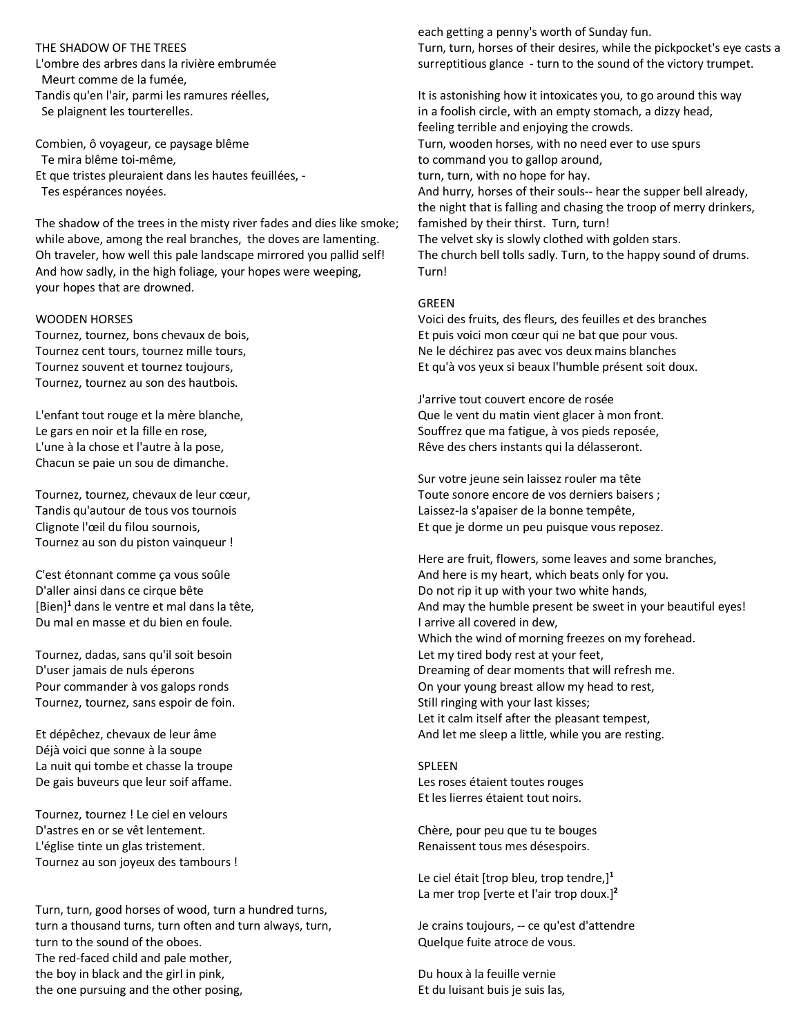## THE SHADOW OF THE TREES

L'ombre des arbres dans la rivière embrumée
  Meurt comme de la fumée,
Tandis qu'en l'air, parmi les ramures réelles,
  Se plaignent les tourterelles.

Combien, ô voyageur, ce paysage blême
  Te mira blême toi-même,
Et que tristes pleuraient dans les hautes feuillées, -
  Tes espérances noyées.

The shadow of the trees in the misty river fades and dies like smoke;
while above, among the real branches, the doves are lamenting.
Oh traveler, how well this pale landscape mirrored you pallid self!
And how sadly, in the high foliage, your hopes were weeping,
your hopes that are drowned.

## WOODEN HORSES

Tournez, tournez, bons chevaux de bois,
Tournez cent tours, tournez mille tours,
Tournez souvent et tournez toujours,
Tournez, tournez au son des hautbois.

L'enfant tout rouge et la mère blanche,
Le gars en noir et la fille en rose,
L'une à la chose et l'autre à la pose,
Chacun se paie un sou de dimanche.

Tournez, tournez, chevaux de leur cœur,
Tandis qu'autour de tous vos tournois
Clignote l'œil du filou sournois,
Tournez au son du piston vainqueur !

C'est étonnant comme ça vous soûle
D'aller ainsi dans ce cirque bête
[Bien][1] dans le ventre et mal dans la tête,
Du mal en masse et du bien en foule.

Tournez, dadas, sans qu'il soit besoin
D'user jamais de nuls éperons
Pour commander à vos galops ronds
Tournez, tournez, sans espoir de foin.

Et dépêchez, chevaux de leur âme
Déjà voici que sonne à la soupe
La nuit qui tombe et chasse la troupe
De gais buveurs que leur soif affame.

Tournez, tournez ! Le ciel en velours
D'astres en or se vêt lentement.
L'église tinte un glas tristement.
Tournez au son joyeux des tambours !

Turn, turn, good horses of wood, turn a hundred turns,
turn a thousand turns, turn often and turn always, turn,
turn to the sound of the oboes.
The red-faced child and pale mother,
the boy in black and the girl in pink,
the one pursuing and the other posing,
each getting a penny's worth of Sunday fun.
Turn, turn, horses of their desires, while the pickpocket's eye casts a surreptitious glance - turn to the sound of the victory trumpet.

It is astonishing how it intoxicates you, to go around this way
in a foolish circle, with an empty stomach, a dizzy head,
feeling terrible and enjoying the crowds.
Turn, wooden horses, with no need ever to use spurs
to command you to gallop around,
turn, turn, with no hope for hay.
And hurry, horses of their souls-- hear the supper bell already,
the night that is falling and chasing the troop of merry drinkers,
famished by their thirst. Turn, turn!
The velvet sky is slowly clothed with golden stars.
The church bell tolls sadly. Turn, to the happy sound of drums.
Turn!

## GREEN

Voici des fruits, des fleurs, des feuilles et des branches
Et puis voici mon cœur qui ne bat que pour vous.
Ne le déchirez pas avec vos deux mains blanches
Et qu'à vos yeux si beaux l'humble présent soit doux.

J'arrive tout couvert encore de rosée
Que le vent du matin vient glacer à mon front.
Souffrez que ma fatigue, à vos pieds reposée,
Rêve des chers instants qui la délasseront.

Sur votre jeune sein laissez rouler ma tête
Toute sonore encore de vos derniers baisers ;
Laissez-la s'apaiser de la bonne tempête,
Et que je dorme un peu puisque vous reposez.

Here are fruit, flowers, some leaves and some branches,
And here is my heart, which beats only for you.
Do not rip it up with your two white hands,
And may the humble present be sweet in your beautiful eyes!
I arrive all covered in dew,
Which the wind of morning freezes on my forehead.
Let my tired body rest at your feet,
Dreaming of dear moments that will refresh me.
On your young breast allow my head to rest,
Still ringing with your last kisses;
Let it calm itself after the pleasant tempest,
And let me sleep a little, while you are resting.

## SPLEEN

Les roses étaient toutes rouges
Et les lierres étaient tout noirs.

Chère, pour peu que tu te bouges
Renaissent tous mes désespoirs.

Le ciel était [trop bleu, trop tendre,][1]
La mer trop [verte et l'air trop doux.][2]

Je crains toujours, -- ce qu'est d'attendre
Quelque fuite atroce de vous.

Du houx à la feuille vernie
Et du luisant buis je suis las,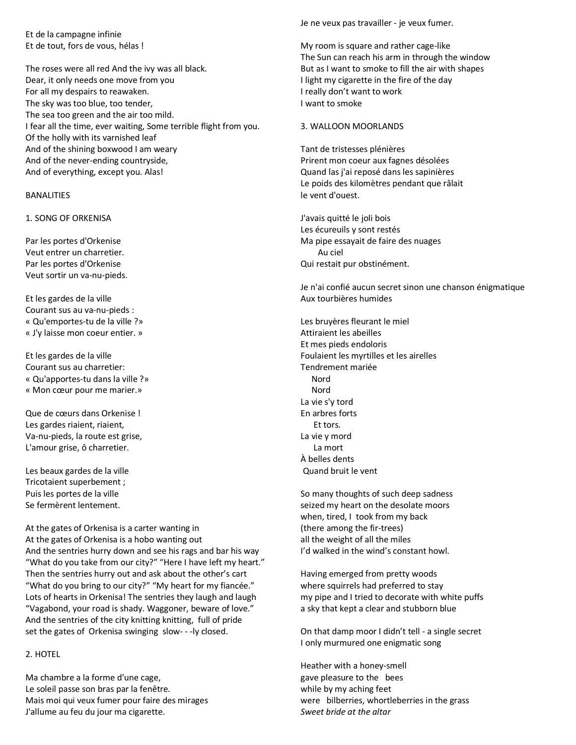Et de la campagne infinie
Et de tout, fors de vous, hélas !

The roses were all red And the ivy was all black.
Dear, it only needs one move from you
For all my despairs to reawaken.
The sky was too blue, too tender,
The sea too green and the air too mild.
I fear all the time, ever waiting, Some terrible flight from you.
Of the holly with its varnished leaf
And of the shining boxwood I am weary
And of the never-ending countryside,
And of everything, except you. Alas!

BANALITIES

1. SONG OF ORKENISA

Par les portes d'Orkenise
Veut entrer un charretier.
Par les portes d'Orkenise
Veut sortir un va-nu-pieds.

Et les gardes de la ville
Courant sus au va-nu-pieds :
« Qu'emportes-tu de la ville ?»
« J'y laisse mon coeur entier. »

Et les gardes de la ville
Courant sus au charretier:
« Qu'apportes-tu dans la ville ?»
« Mon cœur pour me marier.»

Que de cœurs dans Orkenise !
Les gardes riaient, riaient,
Va-nu-pieds, la route est grise,
L'amour grise, ô charretier.

Les beaux gardes de la ville
Tricotaient superbement ;
Puis les portes de la ville
Se fermèrent lentement.

At the gates of Orkenisa is a carter wanting in
At the gates of Orkenisa is a hobo wanting out
And the sentries hurry down and see his rags and bar his way
"What do you take from our city?" "Here I have left my heart."
Then the sentries hurry out and ask about the other's cart
"What do you bring to our city?" "My heart for my fiancée."
Lots of hearts in Orkenisa! The sentries they laugh and laugh
"Vagabond, your road is shady. Waggoner, beware of love."
And the sentries of the city knitting knitting, full of pride
set the gates of Orkenisa swinging slow- - -ly closed.

2. HOTEL

Ma chambre a la forme d'une cage,
Le soleil passe son bras par la fenêtre.
Mais moi qui veux fumer pour faire des mirages
J'allume au feu du jour ma cigarette.
Je ne veux pas travailler - je veux fumer.

My room is square and rather cage-like
The Sun can reach his arm in through the window
But as I want to smoke to fill the air with shapes
I light my cigarette in the fire of the day
I really don't want to work
I want to smoke

3. WALLOON MOORLANDS

Tant de tristesses plénières
Prirent mon coeur aux fagnes désolées
Quand las j'ai reposé dans les sapinières
Le poids des kilomètres pendant que râlait
le vent d'ouest.

J'avais quitté le joli bois
Les écureuils y sont restés
Ma pipe essayait de faire des nuages
Au ciel
Qui restait pur obstinément.

Je n'ai confié aucun secret sinon une chanson énigmatique
Aux tourbières humides

Les bruyères fleurant le miel
Attiraient les abeilles
Et mes pieds endoloris
Foulaient les myrtilles et les airelles
Tendrement mariée
Nord
Nord
La vie s'y tord
En arbres forts
Et tors.
La vie y mord
La mort
À belles dents
Quand bruit le vent

So many thoughts of such deep sadness
seized my heart on the desolate moors
when, tired, I took from my back
(there among the fir-trees)
all the weight of all the miles
I'd walked in the wind's constant howl.

Having emerged from pretty woods
where squirrels had preferred to stay
my pipe and I tried to decorate with white puffs
a sky that kept a clear and stubborn blue

On that damp moor I didn't tell - a single secret
I only murmured one enigmatic song

Heather with a honey-smell
gave pleasure to the bees
while by my aching feet
were bilberries, whortleberries in the grass
*Sweet bride at the altar*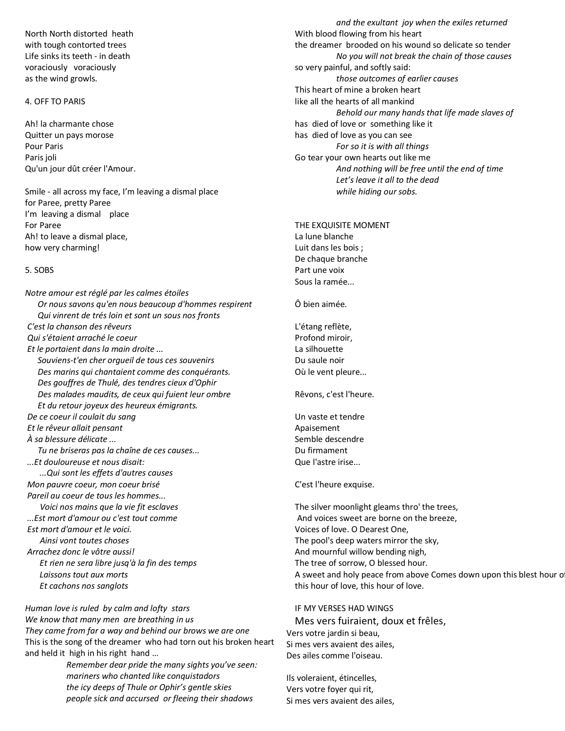North North distorted heath
with tough contorted trees
Life sinks its teeth - in death
voraciously voraciously
as the wind growls.

4. OFF TO PARIS

Ah! la charmante chose
Quitter un pays morose
Pour Paris
Paris joli
Qu'un jour dût créer l'Amour.

Smile - all across my face, I'm leaving a dismal place
for Paree, pretty Paree
I'm leaving a dismal place
For Paree
Ah! to leave a dismal place,
how very charming!

5. SOBS

*Notre amour est réglé par les calmes étoiles*
*Or nous savons qu'en nous beaucoup d'hommes respirent*
*Qui vinrent de trés loin et sont un sous nos fronts*
*C'est la chanson des rêveurs*
*Qui s'étaient arraché le coeur*
*Et le portaient dans la main droite ...*
*Souviens-t'en cher orgueil de tous ces souvenirs*
*Des marins qui chantaient comme des conquérants.*
*Des gouffres de Thulé, des tendres cieux d'Ophir*
*Des malades maudits, de ceux qui fuient leur ombre*
*Et du retour joyeux des heureux émigrants.*
*De ce coeur il coulait du sang*
*Et le rêveur allait pensant*
*À sa blessure délicate ...*
*Tu ne briseras pas la chaîne de ces causes...*
*...Et douloureuse et nous disait:*
*...Qui sont les effets d'autres causes*
*Mon pauvre coeur, mon coeur brisé*
*Pareil au coeur de tous les hommes...*
*Voici nos mains que la vie fit esclaves*
*...Est mort d'amour ou c'est tout comme*
*Est mort d'amour et le voici.*
*Ainsi vont toutes choses*
*Arrachez donc le vôtre aussi!*
*Et rien ne sera libre jusq'à la fin des temps*
*Laissons tout aux morts*
*Et cachons nos sanglots*

*Human love is ruled by calm and lofty stars*
*We know that many men are breathing in us*
*They came from far a way and behind our brows we are one*
This is the song of the dreamer who had torn out his broken heart
and held it high in his right hand ...
*Remember dear pride the many sights you've seen:*
*mariners who chanted like conquistadors*
*the icy deeps of Thule or Ophir's gentle skies*
*people sick and accursed or fleeing their shadows*
*and the exultant joy when the exiles returned*
With blood flowing from his heart
the dreamer brooded on his wound so delicate so tender
*No you will not break the chain of those causes*
so very painful, and softly said:
*those outcomes of earlier causes*
This heart of mine a broken heart
like all the hearts of all mankind
*Behold our many hands that life made slaves of*
has died of love or something like it
has died of love as you can see
*For so it is with all things*
Go tear your own hearts out like me
*And nothing will be free until the end of time*
*Let's leave it all to the dead*
*while hiding our sobs.*

THE EXQUISITE MOMENT

La lune blanche
Luit dans les bois ;
De chaque branche
Part une voix
Sous la ramée...

Ô bien aimée.

L'étang reflète,
Profond miroir,
La silhouette
Du saule noir
Où le vent pleure...

Rêvons, c'est l'heure.

Un vaste et tendre
Apaisement
Semble descendre
Du firmament
Que l'astre irise...

C'est l'heure exquise.

The silver moonlight gleams thro' the trees,
And voices sweet are borne on the breeze,
Voices of love. O Dearest One,
The pool's deep waters mirror the sky,
And mournful willow bending nigh,
The tree of sorrow, O blessed hour.
A sweet and holy peace from above Comes down upon this blest hour of
this hour of love, this hour of love.

IF MY VERSES HAD WINGS

Mes vers fuiraient, doux et frêles,
Vers votre jardin si beau,
Si mes vers avaient des ailes,
Des ailes comme l'oiseau.

Ils voleraient, étincelles,
Vers votre foyer qui rit,
Si mes vers avaient des ailes,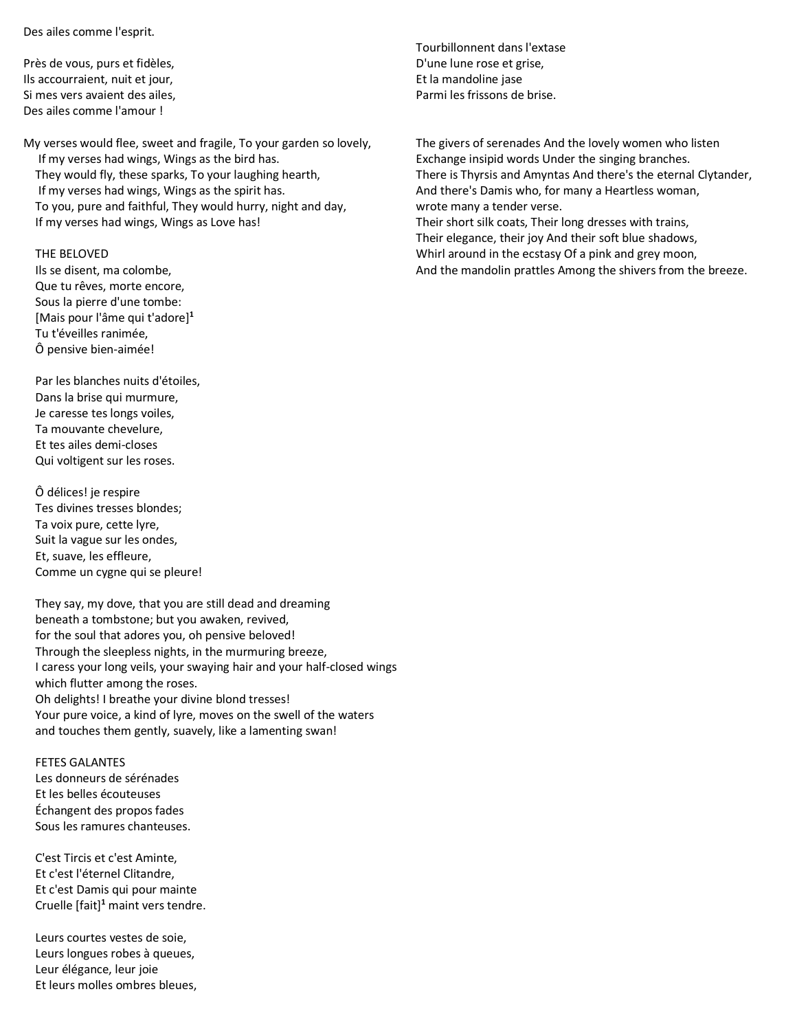Des ailes comme l'esprit.

Près de vous, purs et fidèles,
Ils accourraient, nuit et jour,
Si mes vers avaient des ailes,
Des ailes comme l'amour !

My verses would flee, sweet and fragile, To your garden so lovely,
If my verses had wings, Wings as the bird has.
They would fly, these sparks, To your laughing hearth,
If my verses had wings, Wings as the spirit has.
To you, pure and faithful, They would hurry, night and day,
If my verses had wings, Wings as Love has!

THE BELOVED

Ils se disent, ma colombe,
Que tu rêves, morte encore,
Sous la pierre d'une tombe:
[Mais pour l'âme qui t'adore][1]
Tu t'éveilles ranimée,
Ô pensive bien-aimée!

Par les blanches nuits d'étoiles,
Dans la brise qui murmure,
Je caresse tes longs voiles,
Ta mouvante chevelure,
Et tes ailes demi-closes
Qui voltigent sur les roses.

Ô délices! je respire
Tes divines tresses blondes;
Ta voix pure, cette lyre,
Suit la vague sur les ondes,
Et, suave, les effleure,
Comme un cygne qui se pleure!

They say, my dove, that you are still dead and dreaming
beneath a tombstone; but you awaken, revived,
for the soul that adores you, oh pensive beloved!
Through the sleepless nights, in the murmuring breeze,
I caress your long veils, your swaying hair and your half-closed wings
which flutter among the roses.
Oh delights! I breathe your divine blond tresses!
Your pure voice, a kind of lyre, moves on the swell of the waters
and touches them gently, suavely, like a lamenting swan!

FETES GALANTES

Les donneurs de sérénades
Et les belles écouteuses
Échangent des propos fades
Sous les ramures chanteuses.

C'est Tircis et c'est Aminte,
Et c'est l'éternel Clitandre,
Et c'est Damis qui pour mainte
Cruelle [fait][1] maint vers tendre.

Leurs courtes vestes de soie,
Leurs longues robes à queues,
Leur élégance, leur joie
Et leurs molles ombres bleues,

Tourbillonnent dans l'extase
D'une lune rose et grise,
Et la mandoline jase
Parmi les frissons de brise.

The givers of serenades And the lovely women who listen
Exchange insipid words Under the singing branches.
There is Thyrsis and Amyntas And there's the eternal Clytander,
And there's Damis who, for many a Heartless woman,
wrote many a tender verse.
Their short silk coats, Their long dresses with trains,
Their elegance, their joy And their soft blue shadows,
Whirl around in the ecstasy Of a pink and grey moon,
And the mandolin prattles Among the shivers from the breeze.